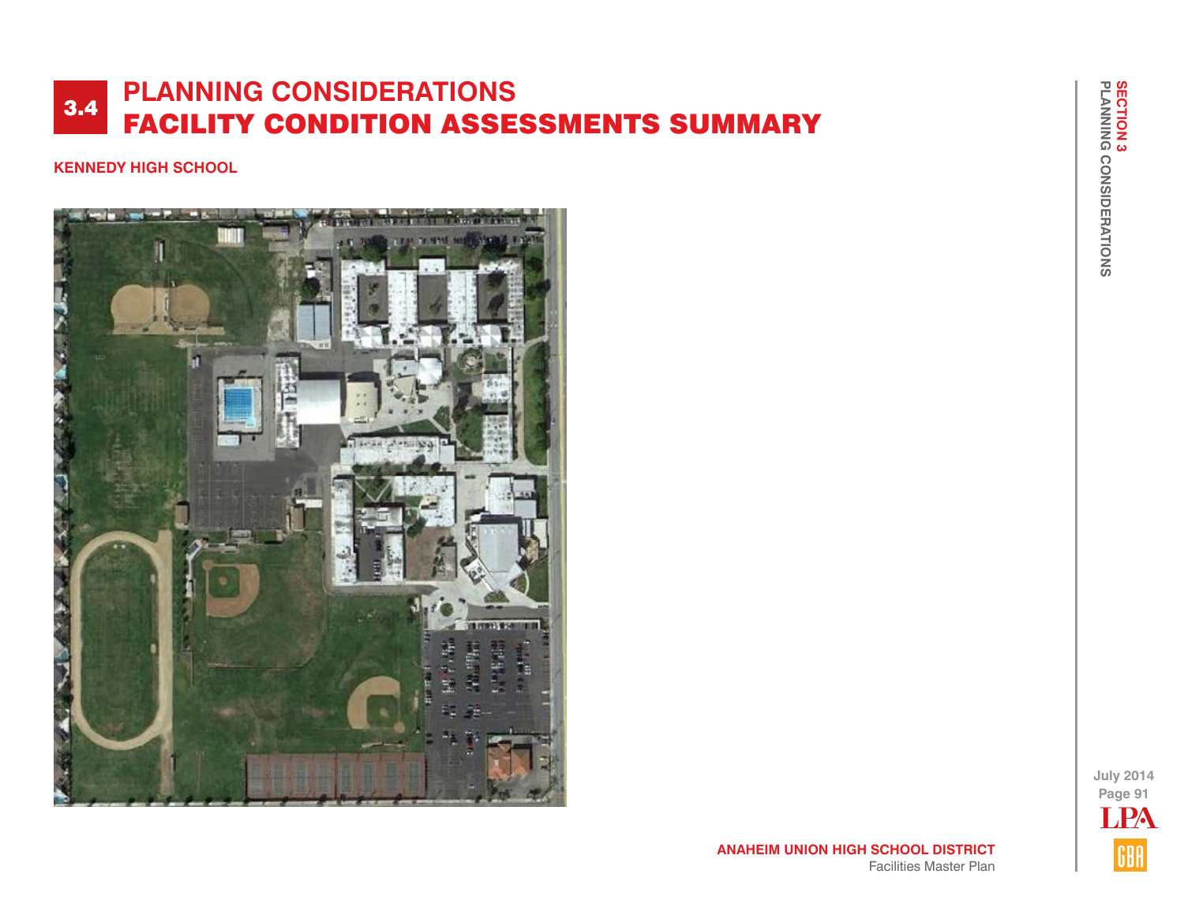# 3.4 PLANNING CONSIDERATIONS
# FACILITY CONDITION ASSESSMENTS SUMMARY

**KENNEDY HIGH SCHOOL**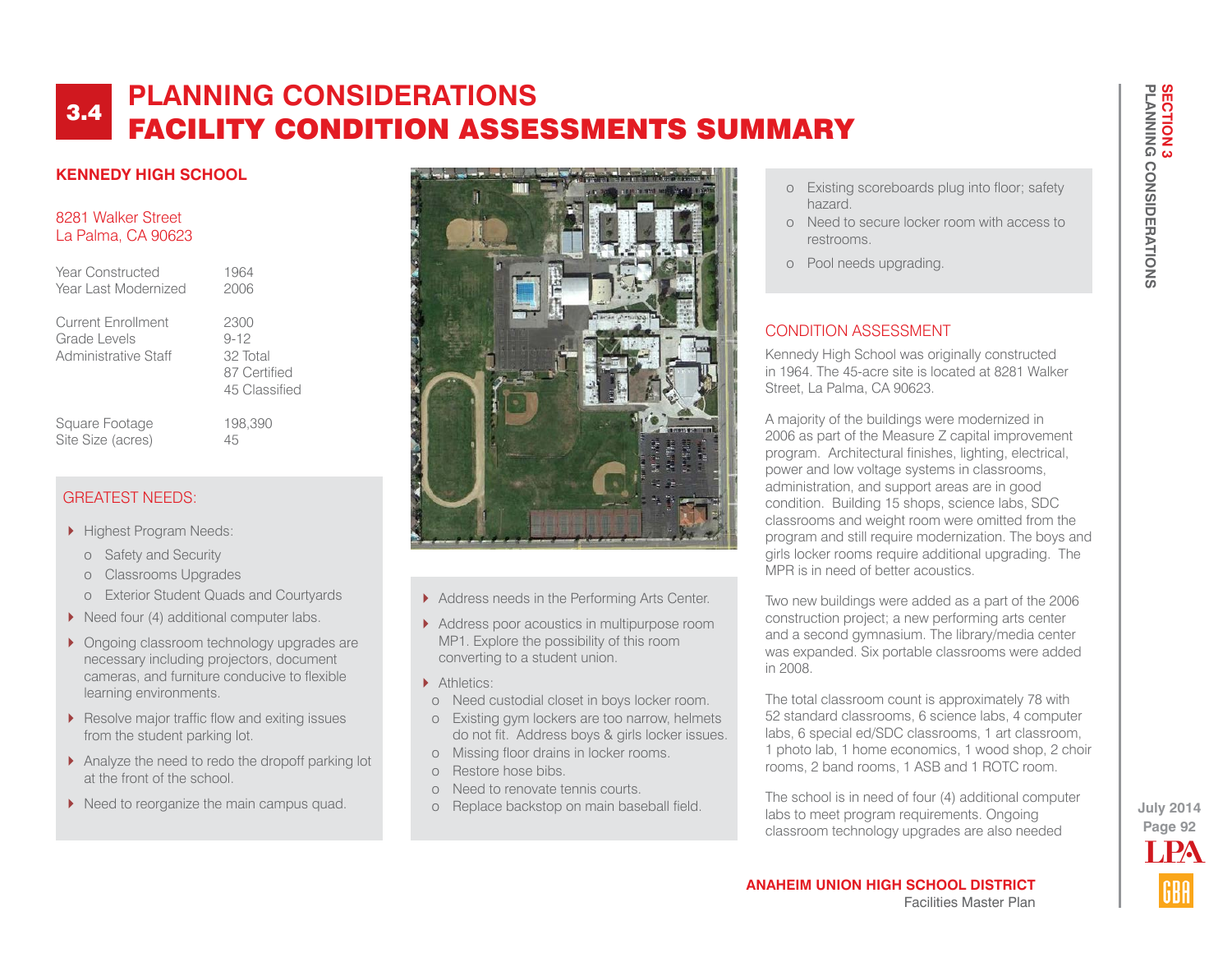# 3.4 PLANNING CONSIDERATIONS
# FACILITY CONDITION ASSESSMENTS SUMMARY

## KENNEDY HIGH SCHOOL

8281 Walker Street
La Palma, CA 90623

| | |
|---|---|
| Year Constructed | 1964 |
| Year Last Modernized | 2006 |
| Current Enrollment | 2300 |
| Grade Levels | 9-12 |
| Administrative Staff | 32 Total |
| | 87 Certified |
| | 45 Classified |
| Square Footage | 198,390 |
| Site Size (acres) | 45 |

### GREATEST NEEDS:

- Highest Program Needs:
  - Safety and Security
  - Classrooms Upgrades
  - Exterior Student Quads and Courtyards
- Need four (4) additional computer labs.
- Ongoing classroom technology upgrades are necessary including projectors, document cameras, and furniture conducive to flexible learning environments.
- Resolve major traffic flow and exiting issues from the student parking lot.
- Analyze the need to redo the dropoff parking lot at the front of the school.
- Need to reorganize the main campus quad.
- Address needs in the Performing Arts Center.
- Address poor acoustics in multipurpose room MP1. Explore the possibility of this room converting to a student union.
- Athletics:
  - Need custodial closet in boys locker room.
  - Existing gym lockers are too narrow, helmets do not fit. Address boys & girls locker issues.
  - Missing floor drains in locker rooms.
  - Restore hose bibs.
  - Need to renovate tennis courts.
  - Replace backstop on main baseball field.
  - Existing scoreboards plug into floor; safety hazard.
  - Need to secure locker room with access to restrooms.
  - Pool needs upgrading.

### CONDITION ASSESSMENT

Kennedy High School was originally constructed in 1964. The 45-acre site is located at 8281 Walker Street, La Palma, CA 90623.

A majority of the buildings were modernized in 2006 as part of the Measure Z capital improvement program. Architectural finishes, lighting, electrical, power and low voltage systems in classrooms, administration, and support areas are in good condition. Building 15 shops, science labs, SDC classrooms and weight room were omitted from the program and still require modernization. The boys and girls locker rooms require additional upgrading. The MPR is in need of better acoustics.

Two new buildings were added as a part of the 2006 construction project; a new performing arts center and a second gymnasium. The library/media center was expanded. Six portable classrooms were added in 2008.

The total classroom count is approximately 78 with 52 standard classrooms, 6 science labs, 4 computer labs, 6 special ed/SDC classrooms, 1 art classroom, 1 photo lab, 1 home economics, 1 wood shop, 2 choir rooms, 2 band rooms, 1 ASB and 1 ROTC room.

The school is in need of four (4) additional computer labs to meet program requirements. Ongoing classroom technology upgrades are also needed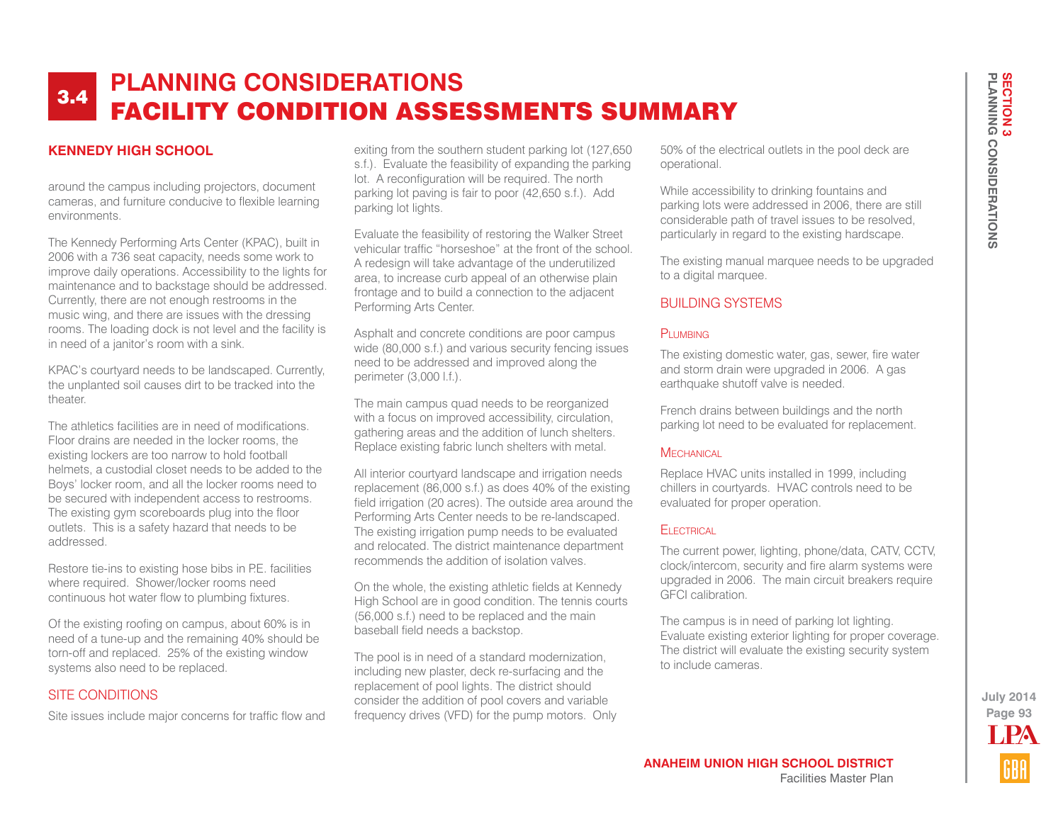# 3.4 PLANNING CONSIDERATIONS
# FACILITY CONDITION ASSESSMENTS SUMMARY

## KENNEDY HIGH SCHOOL

around the campus including projectors, document cameras, and furniture conducive to flexible learning environments.

The Kennedy Performing Arts Center (KPAC), built in 2006 with a 736 seat capacity, needs some work to improve daily operations. Accessibility to the lights for maintenance and to backstage should be addressed. Currently, there are not enough restrooms in the music wing, and there are issues with the dressing rooms. The loading dock is not level and the facility is in need of a janitor's room with a sink.

KPAC's courtyard needs to be landscaped. Currently, the unplanted soil causes dirt to be tracked into the theater.

The athletics facilities are in need of modifications. Floor drains are needed in the locker rooms, the existing lockers are too narrow to hold football helmets, a custodial closet needs to be added to the Boys' locker room, and all the locker rooms need to be secured with independent access to restrooms. The existing gym scoreboards plug into the floor outlets. This is a safety hazard that needs to be addressed.

Restore tie-ins to existing hose bibs in P.E. facilities where required. Shower/locker rooms need continuous hot water flow to plumbing fixtures.

Of the existing roofing on campus, about 60% is in need of a tune-up and the remaining 40% should be torn-off and replaced. 25% of the existing window systems also need to be replaced.

### SITE CONDITIONS

Site issues include major concerns for traffic flow and exiting from the southern student parking lot (127,650 s.f.). Evaluate the feasibility of expanding the parking lot. A reconfiguration will be required. The north parking lot paving is fair to poor (42,650 s.f.). Add parking lot lights.

Evaluate the feasibility of restoring the Walker Street vehicular traffic "horseshoe" at the front of the school. A redesign will take advantage of the underutilized area, to increase curb appeal of an otherwise plain frontage and to build a connection to the adjacent Performing Arts Center.

Asphalt and concrete conditions are poor campus wide (80,000 s.f.) and various security fencing issues need to be addressed and improved along the perimeter (3,000 l.f.).

The main campus quad needs to be reorganized with a focus on improved accessibility, circulation, gathering areas and the addition of lunch shelters. Replace existing fabric lunch shelters with metal.

All interior courtyard landscape and irrigation needs replacement (86,000 s.f.) as does 40% of the existing field irrigation (20 acres). The outside area around the Performing Arts Center needs to be re-landscaped. The existing irrigation pump needs to be evaluated and relocated. The district maintenance department recommends the addition of isolation valves.

On the whole, the existing athletic fields at Kennedy High School are in good condition. The tennis courts (56,000 s.f.) need to be replaced and the main baseball field needs a backstop.

The pool is in need of a standard modernization, including new plaster, deck re-surfacing and the replacement of pool lights. The district should consider the addition of pool covers and variable frequency drives (VFD) for the pump motors. Only 50% of the electrical outlets in the pool deck are operational.

While accessibility to drinking fountains and parking lots were addressed in 2006, there are still considerable path of travel issues to be resolved, particularly in regard to the existing hardscape.

The existing manual marquee needs to be upgraded to a digital marquee.

### BUILDING SYSTEMS

#### Plumbing

The existing domestic water, gas, sewer, fire water and storm drain were upgraded in 2006. A gas earthquake shutoff valve is needed.

French drains between buildings and the north parking lot need to be evaluated for replacement.

#### Mechanical

Replace HVAC units installed in 1999, including chillers in courtyards. HVAC controls need to be evaluated for proper operation.

#### Electrical

The current power, lighting, phone/data, CATV, CCTV, clock/intercom, security and fire alarm systems were upgraded in 2006. The main circuit breakers require GFCI calibration.

The campus is in need of parking lot lighting. Evaluate existing exterior lighting for proper coverage. The district will evaluate the existing security system to include cameras.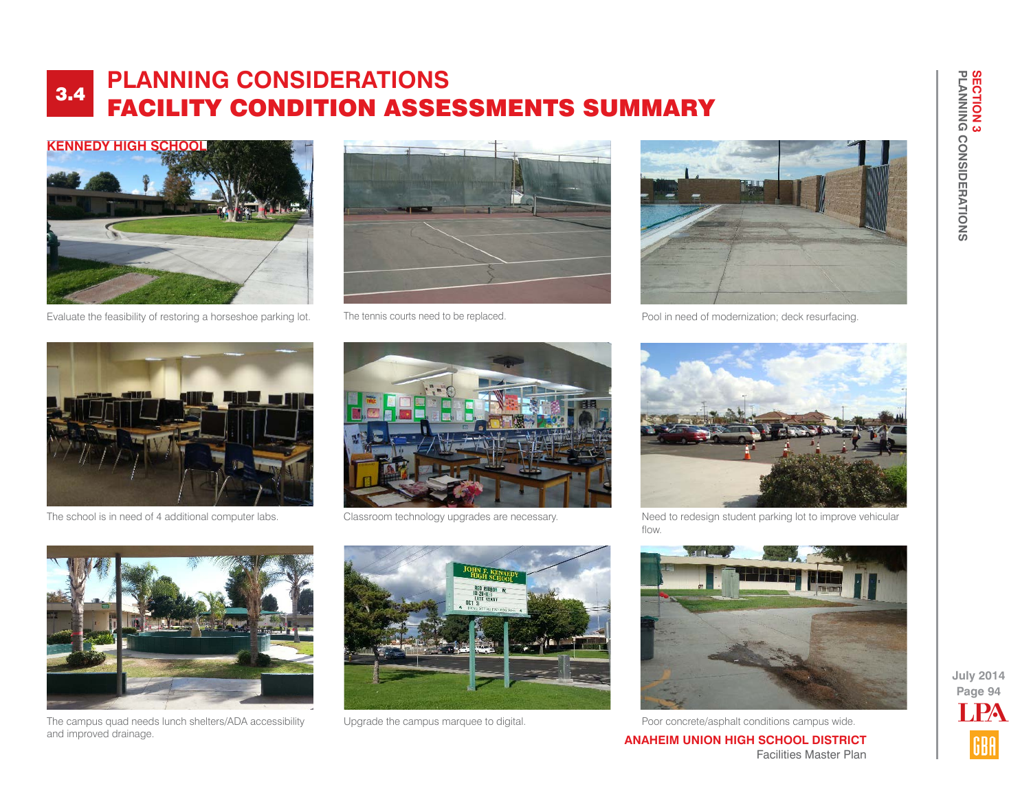# 3.4 PLANNING CONSIDERATIONS
# FACILITY CONDITION ASSESSMENTS SUMMARY

## KENNEDY HIGH SCHOOL

Evaluate the feasibility of restoring a horseshoe parking lot.

The tennis courts need to be replaced.

Pool in need of modernization; deck resurfacing.

The school is in need of 4 additional computer labs.

Classroom technology upgrades are necessary.

Need to redesign student parking lot to improve vehicular flow.

The campus quad needs lunch shelters/ADA accessibility and improved drainage.

Upgrade the campus marquee to digital.

Poor concrete/asphalt conditions campus wide.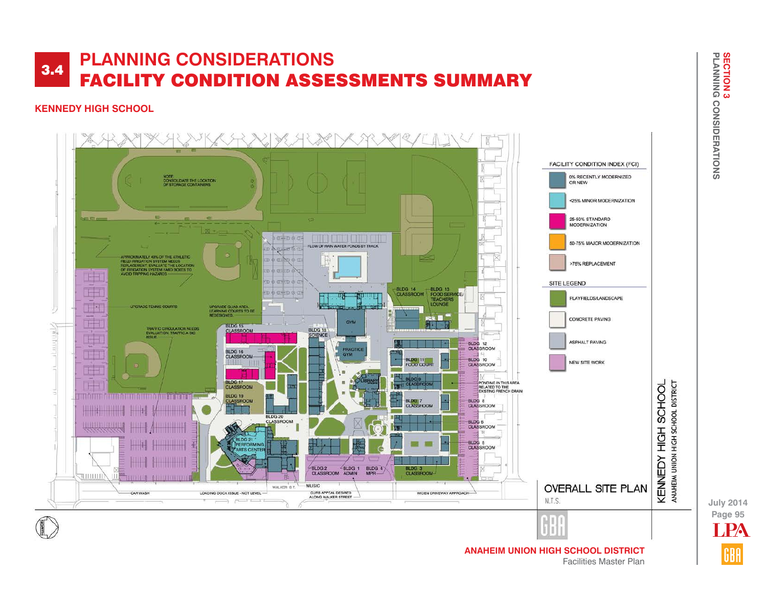# 3.4 PLANNING CONSIDERATIONS
# FACILITY CONDITION ASSESSMENTS SUMMARY

## KENNEDY HIGH SCHOOL

NOTE: CONSOLIDATE THE LOCATION OF STORAGE CONTAINERS

FLOW OF RAIN WATER PONDS BY TRACK

APPROXIMATELY 40% OF THE ATHLETIC FIELD IRRIGATION SYSTEM NEEDS REPLACEMENT. EVALUATE THE LOCATION OF IRRIGATION SYSTEM YARD BOXES TO AVOID TRIPPING HAZARDS

UPGRADE TENNIS COURTS

UPGRADE QUAD AREA. LEARNING COURTS TO BE REDESIGNED.

TRAFFIC CIRCULATION NEEDS EVALUATION. TRAFFIC A BIG ISSUE.

BLDG 14 CLASSROOM

BLDG 13 FOOD SERVICE/ TEACHERS LOUNGE

GYM

BLDG 15 CLASSROOM

BLDG 18 SCIENCE

PRACTICE GYM

BLDG 16 CLASSROOM

BLDG 12 CLASSROOM

BLDG 11 FOOD COURT

BLDG 10 CLASSROOM

LIBRARY

BLDG 9 CLASSROOM

PONDING IN THIS AREA RELATED TO THE EXISTING FRENCH DRAIN

BLDG 17 CLASSROOM

BLDG 19 CLASSROOM

BLDG 7 CLASSROOM

BLDG 8 CLASSROOM

BLDG 20 CLASSROOM

BLDG 6 CLASSROOM

BLDG 21 PERFORMING ARTS CENTER

BLDG 5 CLASSROOM

BLDG 2 CLASSROOM

BLDG 1 ADMIN

BLDG 4 MPR

BLDG 3 CLASSROOM

MUSIC

WALKER ST.

CAR WASH

LOADING DOCK ISSUE - NOT LEVEL

CURB APPEAL DESIRED ALONG WALKER STREET

WIDEN DRIVEWAY APPROACH

**FACILITY CONDITION INDEX (FCI)**

- 0% RECENTLY MODERNIZED OR NEW
- <25% MINOR MODERNIZATION
- 25-50% STANDARD MODERNIZATION
- 50-75% MAJOR MODERNIZATION
- >75% REPLACEMENT

**SITE LEGEND**

- PLAYFIELDS/LANDSCAPE
- CONCRETE PAVING
- ASPHALT PAVING
- NEW SITE WORK

OVERALL SITE PLAN

N.T.S.

KENNEDY HIGH SCHOOL

ANAHEIM UNION HIGH SCHOOL DISTRICT

**ANAHEIM UNION HIGH SCHOOL DISTRICT**

Facilities Master Plan

July 2014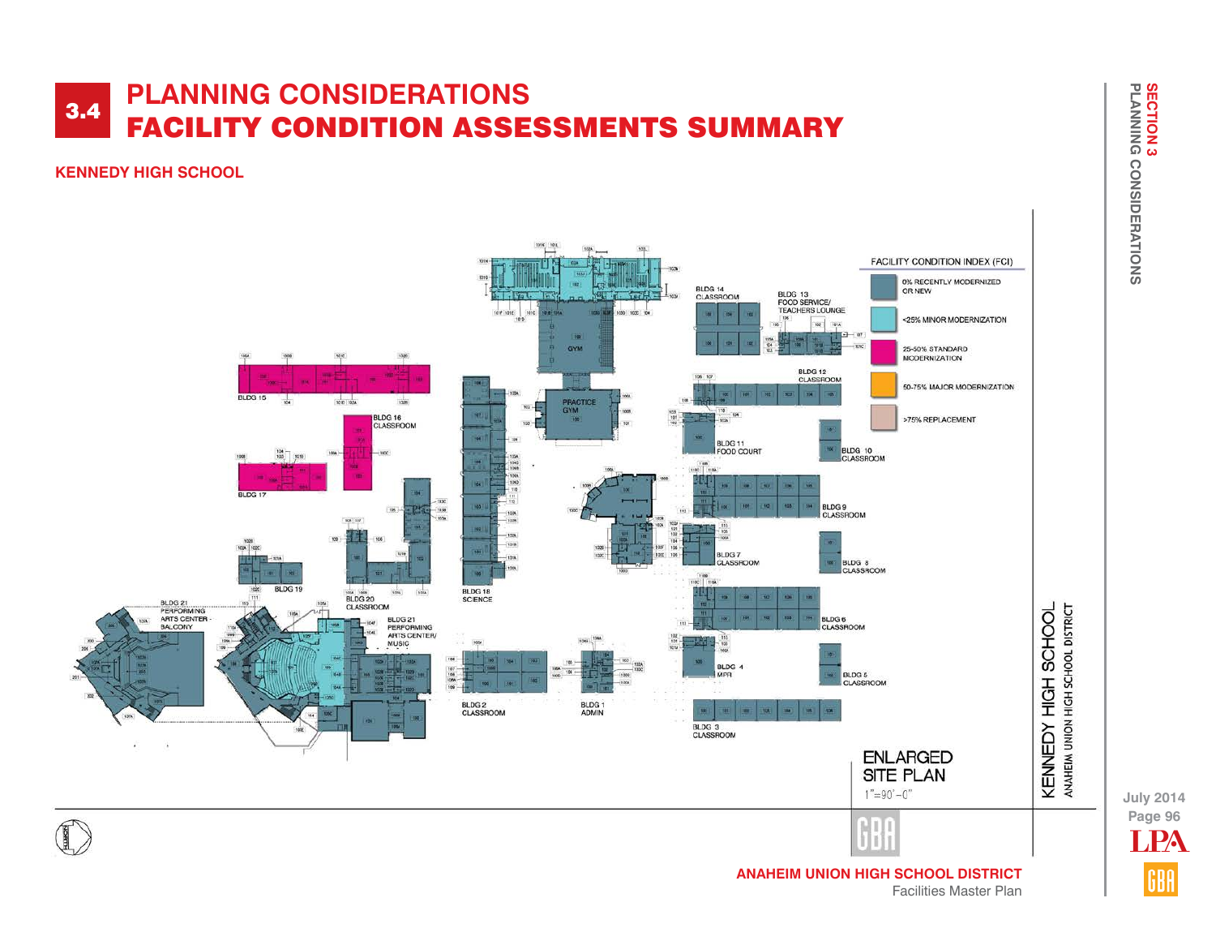# 3.4 PLANNING CONSIDERATIONS
# FACILITY CONDITION ASSESSMENTS SUMMARY

## KENNEDY HIGH SCHOOL

FACILITY CONDITION INDEX (FCI)

- 0% RECENTLY MODERNIZED OR NEW
- <25% MINOR MODERNIZATION
- 25-50% STANDARD MODERNIZATION
- 50-75% MAJOR MODERNIZATION
- >75% REPLACEMENT

BLDG 1 ADMIN
BLDG 2 CLASSROOM
BLDG 3 CLASSROOM
BLDG 4 MPR
BLDG 5 CLASSROOM
BLDG 6 CLASSROOM
BLDG 7 CLASSROOM
BLDG 8 CLASSROOM
BLDG 9 CLASSROOM
BLDG 10 CLASSROOM
BLDG 11 FOOD COURT
BLDG 12 CLASSROOM
BLDG 13 FOOD SERVICE/ TEACHERS LOUNGE
BLDG 14 CLASSROOM
BLDG 15
BLDG 16 CLASSROOM
BLDG 17
BLDG 18 SCIENCE
BLDG 19
BLDG 20 CLASSROOM
BLDG 21 PERFORMING ARTS CENTER/ MUSIC
BLDG 21 PERFORMING ARTS CENTER - BALCONY
GYM
PRACTICE GYM

ENLARGED SITE PLAN
1"=90'-0"

KENNEDY HIGH SCHOOL
ANAHEIM UNION HIGH SCHOOL DISTRICT

ANAHEIM UNION HIGH SCHOOL DISTRICT
Facilities Master Plan

July 2014